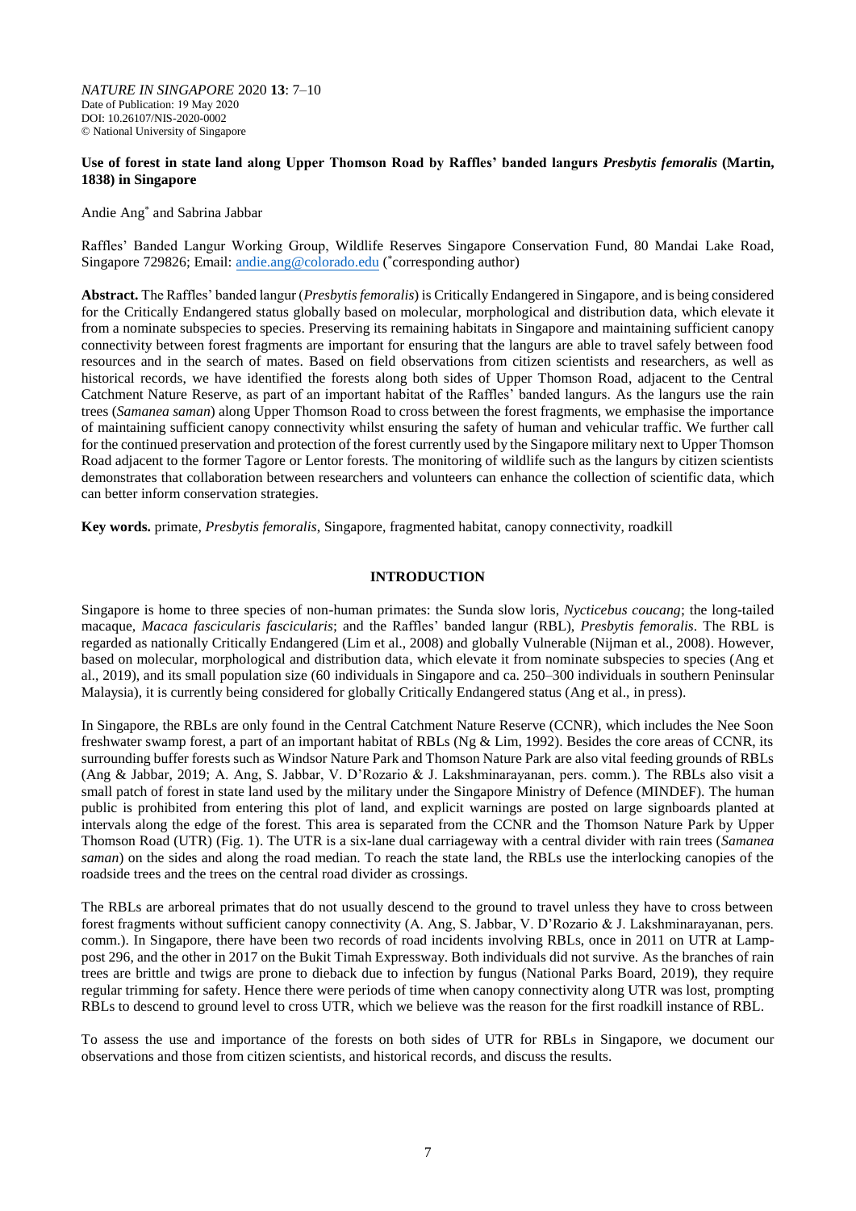*NATURE IN SINGAPORE* 2020 **13**: 7–10
Date of Publication: 19 May 2020
DOI: 10.26107/NIS-2020-0002
© National University of Singapore

# Use of forest in state land along Upper Thomson Road by Raffles' banded langurs *Presbytis femoralis* (Martin, 1838) in Singapore

Andie Ang* and Sabrina Jabbar

Raffles' Banded Langur Working Group, Wildlife Reserves Singapore Conservation Fund, 80 Mandai Lake Road, Singapore 729826; Email: andie.ang@colorado.edu (*corresponding author)

**Abstract.** The Raffles' banded langur (*Presbytis femoralis*) is Critically Endangered in Singapore, and is being considered for the Critically Endangered status globally based on molecular, morphological and distribution data, which elevate it from a nominate subspecies to species. Preserving its remaining habitats in Singapore and maintaining sufficient canopy connectivity between forest fragments are important for ensuring that the langurs are able to travel safely between food resources and in the search of mates. Based on field observations from citizen scientists and researchers, as well as historical records, we have identified the forests along both sides of Upper Thomson Road, adjacent to the Central Catchment Nature Reserve, as part of an important habitat of the Raffles' banded langurs. As the langurs use the rain trees (*Samanea saman*) along Upper Thomson Road to cross between the forest fragments, we emphasise the importance of maintaining sufficient canopy connectivity whilst ensuring the safety of human and vehicular traffic. We further call for the continued preservation and protection of the forest currently used by the Singapore military next to Upper Thomson Road adjacent to the former Tagore or Lentor forests. The monitoring of wildlife such as the langurs by citizen scientists demonstrates that collaboration between researchers and volunteers can enhance the collection of scientific data, which can better inform conservation strategies.

**Key words.** primate, *Presbytis femoralis*, Singapore, fragmented habitat, canopy connectivity, roadkill

## INTRODUCTION

Singapore is home to three species of non-human primates: the Sunda slow loris, *Nycticebus coucang*; the long-tailed macaque, *Macaca fascicularis fascicularis*; and the Raffles' banded langur (RBL), *Presbytis femoralis*. The RBL is regarded as nationally Critically Endangered (Lim et al., 2008) and globally Vulnerable (Nijman et al., 2008). However, based on molecular, morphological and distribution data, which elevate it from nominate subspecies to species (Ang et al., 2019), and its small population size (60 individuals in Singapore and ca. 250–300 individuals in southern Peninsular Malaysia), it is currently being considered for globally Critically Endangered status (Ang et al., in press).

In Singapore, the RBLs are only found in the Central Catchment Nature Reserve (CCNR), which includes the Nee Soon freshwater swamp forest, a part of an important habitat of RBLs (Ng & Lim, 1992). Besides the core areas of CCNR, its surrounding buffer forests such as Windsor Nature Park and Thomson Nature Park are also vital feeding grounds of RBLs (Ang & Jabbar, 2019; A. Ang, S. Jabbar, V. D'Rozario & J. Lakshminarayanan, pers. comm.). The RBLs also visit a small patch of forest in state land used by the military under the Singapore Ministry of Defence (MINDEF). The human public is prohibited from entering this plot of land, and explicit warnings are posted on large signboards planted at intervals along the edge of the forest. This area is separated from the CCNR and the Thomson Nature Park by Upper Thomson Road (UTR) (Fig. 1). The UTR is a six-lane dual carriageway with a central divider with rain trees (*Samanea saman*) on the sides and along the road median. To reach the state land, the RBLs use the interlocking canopies of the roadside trees and the trees on the central road divider as crossings.

The RBLs are arboreal primates that do not usually descend to the ground to travel unless they have to cross between forest fragments without sufficient canopy connectivity (A. Ang, S. Jabbar, V. D'Rozario & J. Lakshminarayanan, pers. comm.). In Singapore, there have been two records of road incidents involving RBLs, once in 2011 on UTR at Lamp-post 296, and the other in 2017 on the Bukit Timah Expressway. Both individuals did not survive. As the branches of rain trees are brittle and twigs are prone to dieback due to infection by fungus (National Parks Board, 2019), they require regular trimming for safety. Hence there were periods of time when canopy connectivity along UTR was lost, prompting RBLs to descend to ground level to cross UTR, which we believe was the reason for the first roadkill instance of RBL.

To assess the use and importance of the forests on both sides of UTR for RBLs in Singapore, we document our observations and those from citizen scientists, and historical records, and discuss the results.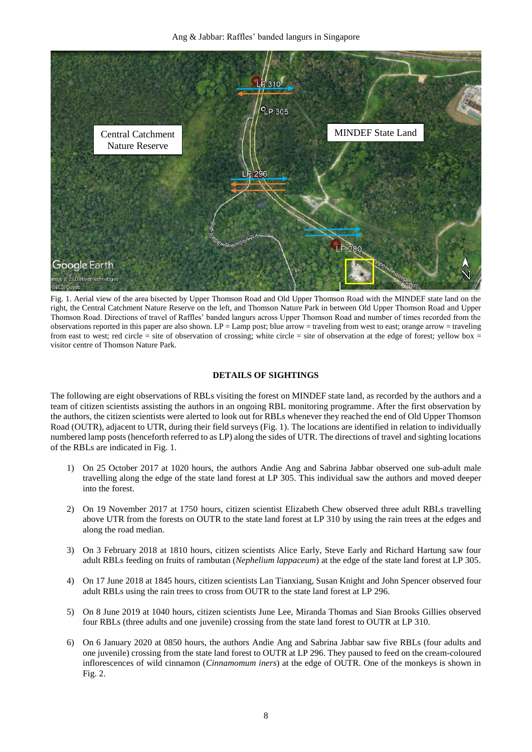Fig. 1. Aerial view of the area bisected by Upper Thomson Road and Old Upper Thomson Road with the MINDEF state land on the right, the Central Catchment Nature Reserve on the left, and Thomson Nature Park in between Old Upper Thomson Road and Upper Thomson Road. Directions of travel of Raffles' banded langurs across Upper Thomson Road and number of times recorded from the observations reported in this paper are also shown. LP = Lamp post; blue arrow = traveling from west to east; orange arrow = traveling from east to west; red circle = site of observation of crossing; white circle = site of observation at the edge of forest; yellow box = visitor centre of Thomson Nature Park.

## DETAILS OF SIGHTINGS

The following are eight observations of RBLs visiting the forest on MINDEF state land, as recorded by the authors and a team of citizen scientists assisting the authors in an ongoing RBL monitoring programme. After the first observation by the authors, the citizen scientists were alerted to look out for RBLs whenever they reached the end of Old Upper Thomson Road (OUTR), adjacent to UTR, during their field surveys (Fig. 1). The locations are identified in relation to individually numbered lamp posts (henceforth referred to as LP) along the sides of UTR. The directions of travel and sighting locations of the RBLs are indicated in Fig. 1.

1) On 25 October 2017 at 1020 hours, the authors Andie Ang and Sabrina Jabbar observed one sub-adult male travelling along the edge of the state land forest at LP 305. This individual saw the authors and moved deeper into the forest.

2) On 19 November 2017 at 1750 hours, citizen scientist Elizabeth Chew observed three adult RBLs travelling above UTR from the forests on OUTR to the state land forest at LP 310 by using the rain trees at the edges and along the road median.

3) On 3 February 2018 at 1810 hours, citizen scientists Alice Early, Steve Early and Richard Hartung saw four adult RBLs feeding on fruits of rambutan (*Nephelium lappaceum*) at the edge of the state land forest at LP 305.

4) On 17 June 2018 at 1845 hours, citizen scientists Lan Tianxiang, Susan Knight and John Spencer observed four adult RBLs using the rain trees to cross from OUTR to the state land forest at LP 296.

5) On 8 June 2019 at 1040 hours, citizen scientists June Lee, Miranda Thomas and Sian Brooks Gillies observed four RBLs (three adults and one juvenile) crossing from the state land forest to OUTR at LP 310.

6) On 6 January 2020 at 0850 hours, the authors Andie Ang and Sabrina Jabbar saw five RBLs (four adults and one juvenile) crossing from the state land forest to OUTR at LP 296. They paused to feed on the cream-coloured inflorescences of wild cinnamon (*Cinnamomum iners*) at the edge of OUTR. One of the monkeys is shown in Fig. 2.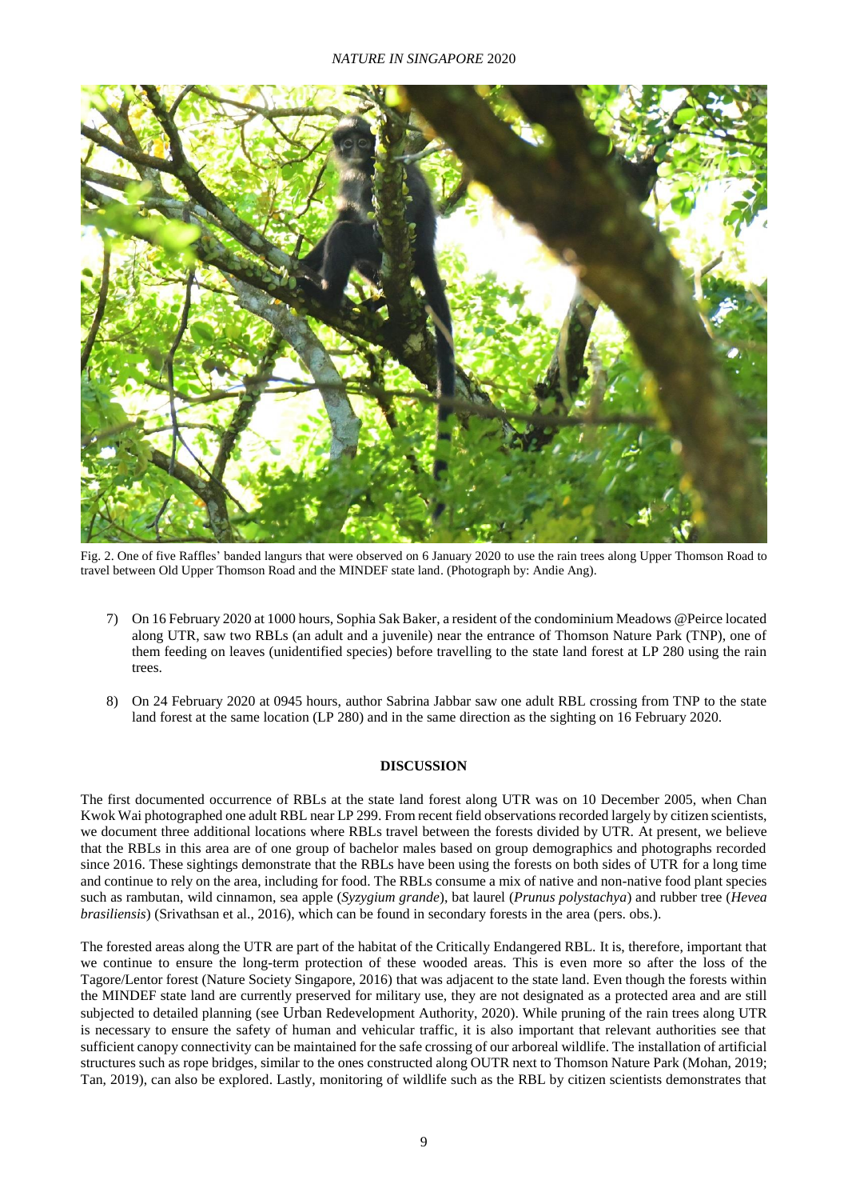Fig. 2. One of five Raffles' banded langurs that were observed on 6 January 2020 to use the rain trees along Upper Thomson Road to travel between Old Upper Thomson Road and the MINDEF state land. (Photograph by: Andie Ang).

7) On 16 February 2020 at 1000 hours, Sophia Sak Baker, a resident of the condominium Meadows @Peirce located along UTR, saw two RBLs (an adult and a juvenile) near the entrance of Thomson Nature Park (TNP), one of them feeding on leaves (unidentified species) before travelling to the state land forest at LP 280 using the rain trees.

8) On 24 February 2020 at 0945 hours, author Sabrina Jabbar saw one adult RBL crossing from TNP to the state land forest at the same location (LP 280) and in the same direction as the sighting on 16 February 2020.

## DISCUSSION

The first documented occurrence of RBLs at the state land forest along UTR was on 10 December 2005, when Chan Kwok Wai photographed one adult RBL near LP 299. From recent field observations recorded largely by citizen scientists, we document three additional locations where RBLs travel between the forests divided by UTR. At present, we believe that the RBLs in this area are of one group of bachelor males based on group demographics and photographs recorded since 2016. These sightings demonstrate that the RBLs have been using the forests on both sides of UTR for a long time and continue to rely on the area, including for food. The RBLs consume a mix of native and non-native food plant species such as rambutan, wild cinnamon, sea apple (*Syzygium grande*), bat laurel (*Prunus polystachya*) and rubber tree (*Hevea brasiliensis*) (Srivathsan et al., 2016), which can be found in secondary forests in the area (pers. obs.).

The forested areas along the UTR are part of the habitat of the Critically Endangered RBL. It is, therefore, important that we continue to ensure the long-term protection of these wooded areas. This is even more so after the loss of the Tagore/Lentor forest (Nature Society Singapore, 2016) that was adjacent to the state land. Even though the forests within the MINDEF state land are currently preserved for military use, they are not designated as a protected area and are still subjected to detailed planning (see Urban Redevelopment Authority, 2020). While pruning of the rain trees along UTR is necessary to ensure the safety of human and vehicular traffic, it is also important that relevant authorities see that sufficient canopy connectivity can be maintained for the safe crossing of our arboreal wildlife. The installation of artificial structures such as rope bridges, similar to the ones constructed along OUTR next to Thomson Nature Park (Mohan, 2019; Tan, 2019), can also be explored. Lastly, monitoring of wildlife such as the RBL by citizen scientists demonstrates that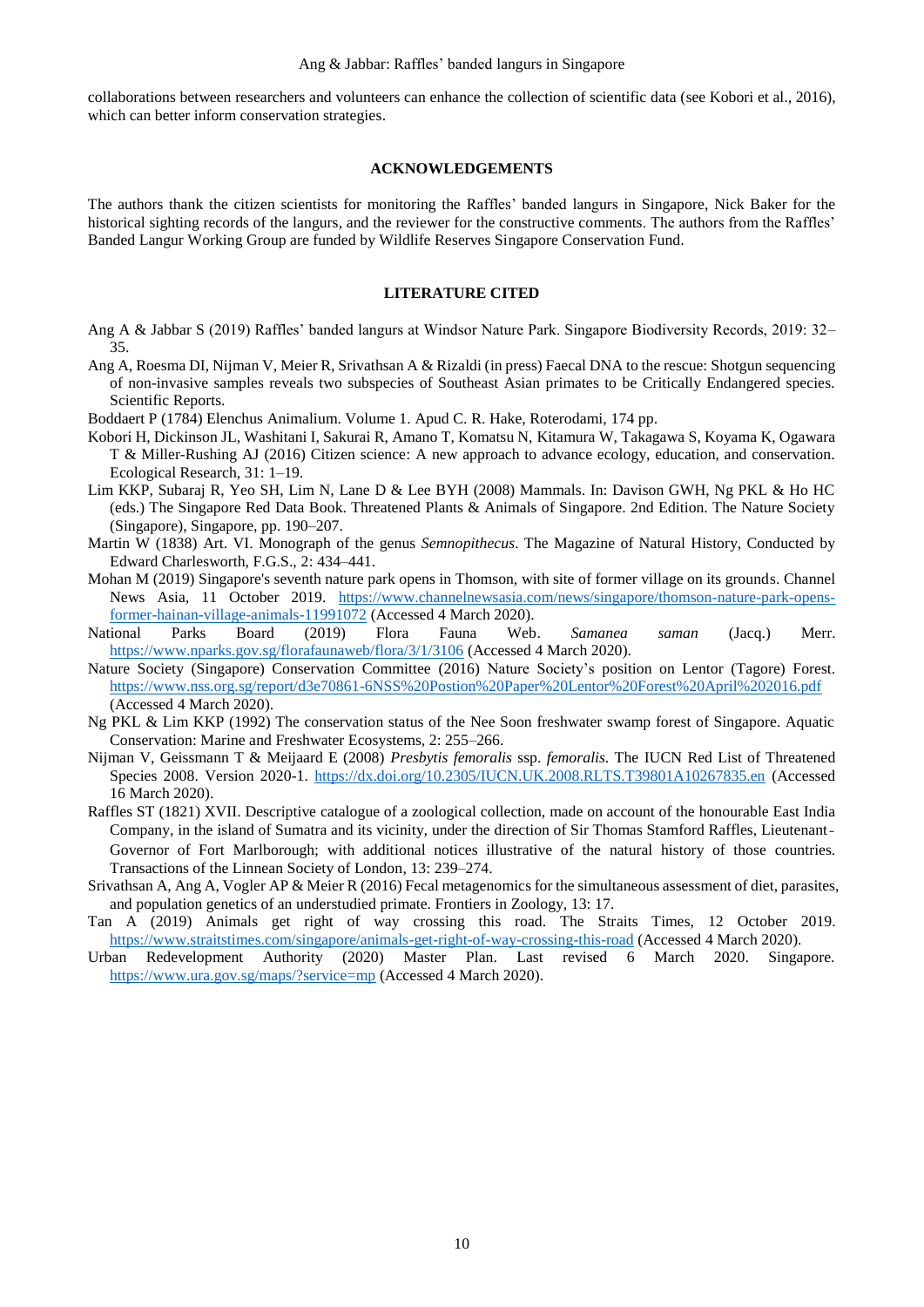collaborations between researchers and volunteers can enhance the collection of scientific data (see Kobori et al., 2016), which can better inform conservation strategies.

## ACKNOWLEDGEMENTS

The authors thank the citizen scientists for monitoring the Raffles' banded langurs in Singapore, Nick Baker for the historical sighting records of the langurs, and the reviewer for the constructive comments. The authors from the Raffles' Banded Langur Working Group are funded by Wildlife Reserves Singapore Conservation Fund.

## LITERATURE CITED

Ang A & Jabbar S (2019) Raffles' banded langurs at Windsor Nature Park. Singapore Biodiversity Records, 2019: 32–35.

Ang A, Roesma DI, Nijman V, Meier R, Srivathsan A & Rizaldi (in press) Faecal DNA to the rescue: Shotgun sequencing of non-invasive samples reveals two subspecies of Southeast Asian primates to be Critically Endangered species. Scientific Reports.

Boddaert P (1784) Elenchus Animalium. Volume 1. Apud C. R. Hake, Roterodami, 174 pp.

Kobori H, Dickinson JL, Washitani I, Sakurai R, Amano T, Komatsu N, Kitamura W, Takagawa S, Koyama K, Ogawara T & Miller-Rushing AJ (2016) Citizen science: A new approach to advance ecology, education, and conservation. Ecological Research, 31: 1–19.

Lim KKP, Subaraj R, Yeo SH, Lim N, Lane D & Lee BYH (2008) Mammals. In: Davison GWH, Ng PKL & Ho HC (eds.) The Singapore Red Data Book. Threatened Plants & Animals of Singapore. 2nd Edition. The Nature Society (Singapore), Singapore, pp. 190–207.

Martin W (1838) Art. VI. Monograph of the genus *Semnopithecus*. The Magazine of Natural History, Conducted by Edward Charlesworth, F.G.S., 2: 434–441.

Mohan M (2019) Singapore's seventh nature park opens in Thomson, with site of former village on its grounds. Channel News Asia, 11 October 2019. https://www.channelnewsasia.com/news/singapore/thomson-nature-park-opens-former-hainan-village-animals-11991072 (Accessed 4 March 2020).

National Parks Board (2019) Flora Fauna Web. *Samanea saman* (Jacq.) Merr. https://www.nparks.gov.sg/florafaunaweb/flora/3/1/3106 (Accessed 4 March 2020).

Nature Society (Singapore) Conservation Committee (2016) Nature Society's position on Lentor (Tagore) Forest. https://www.nss.org.sg/report/d3e70861-6NSS%20Postion%20Paper%20Lentor%20Forest%20April%202016.pdf (Accessed 4 March 2020).

Ng PKL & Lim KKP (1992) The conservation status of the Nee Soon freshwater swamp forest of Singapore. Aquatic Conservation: Marine and Freshwater Ecosystems, 2: 255–266.

Nijman V, Geissmann T & Meijaard E (2008) *Presbytis femoralis* ssp. *femoralis*. The IUCN Red List of Threatened Species 2008. Version 2020-1. https://dx.doi.org/10.2305/IUCN.UK.2008.RLTS.T39801A10267835.en (Accessed 16 March 2020).

Raffles ST (1821) XVII. Descriptive catalogue of a zoological collection, made on account of the honourable East India Company, in the island of Sumatra and its vicinity, under the direction of Sir Thomas Stamford Raffles, Lieutenant-Governor of Fort Marlborough; with additional notices illustrative of the natural history of those countries. Transactions of the Linnean Society of London, 13: 239–274.

Srivathsan A, Ang A, Vogler AP & Meier R (2016) Fecal metagenomics for the simultaneous assessment of diet, parasites, and population genetics of an understudied primate. Frontiers in Zoology, 13: 17.

Tan A (2019) Animals get right of way crossing this road. The Straits Times, 12 October 2019. https://www.straitstimes.com/singapore/animals-get-right-of-way-crossing-this-road (Accessed 4 March 2020).

Urban Redevelopment Authority (2020) Master Plan. Last revised 6 March 2020. Singapore. https://www.ura.gov.sg/maps/?service=mp (Accessed 4 March 2020).